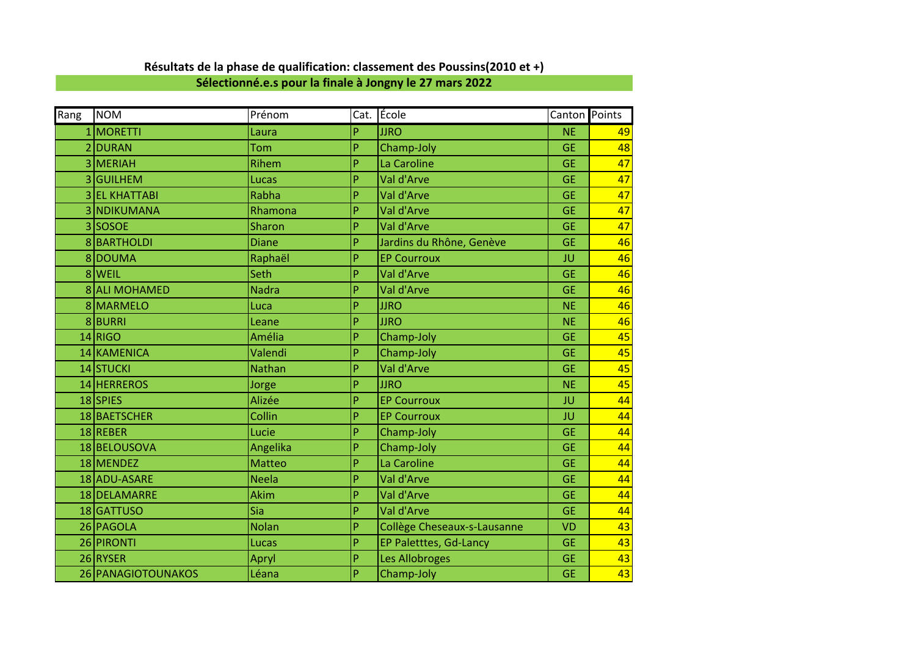**Résultats de la phase de qualification: classement des Poussins(2010 et +)**

**Sélectionné.e.s pour la finale à Jongny le 27 mars 2022**

| Rang | NOM | Prénom | Cat. | École | Canton | Points |
|---|---|---|---|---|---|---|
| 1 | MORETTI | Laura | P | JJRO | NE | 49 |
| 2 | DURAN | Tom | P | Champ-Joly | GE | 48 |
| 3 | MERIAH | Rihem | P | La Caroline | GE | 47 |
| 3 | GUILHEM | Lucas | P | Val d'Arve | GE | 47 |
| 3 | EL KHATTABI | Rabha | P | Val d'Arve | GE | 47 |
| 3 | NDIKUMANA | Rhamona | P | Val d'Arve | GE | 47 |
| 3 | SOSOE | Sharon | P | Val d'Arve | GE | 47 |
| 8 | BARTHOLDI | Diane | P | Jardins du Rhône, Genève | GE | 46 |
| 8 | DOUMA | Raphaël | P | EP Courroux | JU | 46 |
| 8 | WEIL | Seth | P | Val d'Arve | GE | 46 |
| 8 | ALI MOHAMED | Nadra | P | Val d'Arve | GE | 46 |
| 8 | MARMELO | Luca | P | JJRO | NE | 46 |
| 8 | BURRI | Leane | P | JJRO | NE | 46 |
| 14 | RIGO | Amélia | P | Champ-Joly | GE | 45 |
| 14 | KAMENICA | Valendi | P | Champ-Joly | GE | 45 |
| 14 | STUCKI | Nathan | P | Val d'Arve | GE | 45 |
| 14 | HERREROS | Jorge | P | JJRO | NE | 45 |
| 18 | SPIES | Alizée | P | EP Courroux | JU | 44 |
| 18 | BAETSCHER | Collin | P | EP Courroux | JU | 44 |
| 18 | REBER | Lucie | P | Champ-Joly | GE | 44 |
| 18 | BELOUSOVA | Angelika | P | Champ-Joly | GE | 44 |
| 18 | MENDEZ | Matteo | P | La Caroline | GE | 44 |
| 18 | ADU-ASARE | Neela | P | Val d'Arve | GE | 44 |
| 18 | DELAMARRE | Akim | P | Val d'Arve | GE | 44 |
| 18 | GATTUSO | Sia | P | Val d'Arve | GE | 44 |
| 26 | PAGOLA | Nolan | P | Collège Cheseaux-s-Lausanne | VD | 43 |
| 26 | PIRONTI | Lucas | P | EP Paletttes, Gd-Lancy | GE | 43 |
| 26 | RYSER | Apryl | P | Les Allobroges | GE | 43 |
| 26 | PANAGIOTOUNAKOS | Léana | P | Champ-Joly | GE | 43 |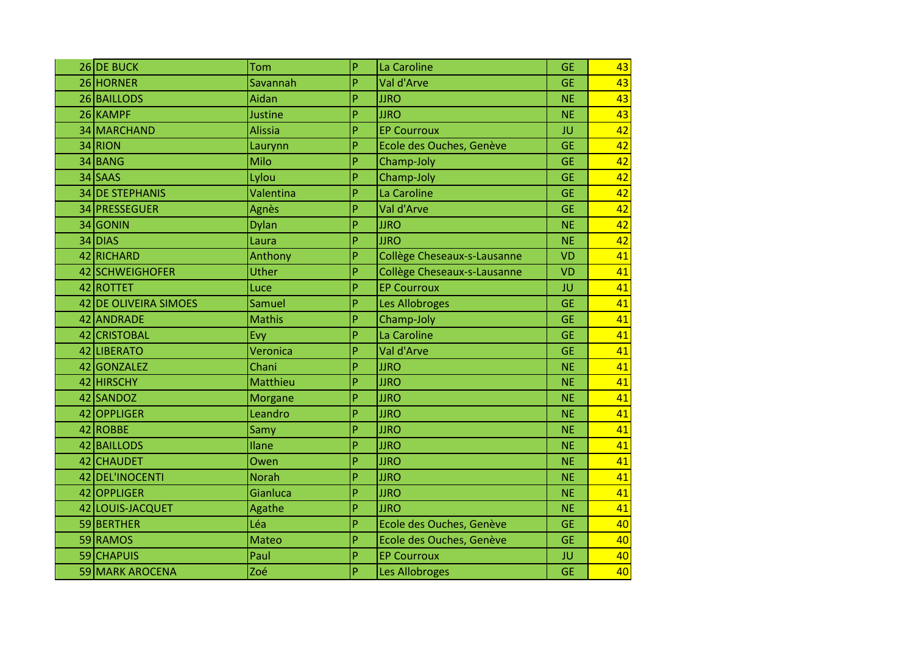| | | | | | | |
|---|---|---|---|---|---|---|
| 26 | DE BUCK | Tom | P | La Caroline | GE | 43 |
| 26 | HORNER | Savannah | P | Val d'Arve | GE | 43 |
| 26 | BAILLODS | Aidan | P | JJRO | NE | 43 |
| 26 | KAMPF | Justine | P | JJRO | NE | 43 |
| 34 | MARCHAND | Alissia | P | EP Courroux | JU | 42 |
| 34 | RION | Laurynn | P | Ecole des Ouches, Genève | GE | 42 |
| 34 | BANG | Milo | P | Champ-Joly | GE | 42 |
| 34 | SAAS | Lylou | P | Champ-Joly | GE | 42 |
| 34 | DE STEPHANIS | Valentina | P | La Caroline | GE | 42 |
| 34 | PRESSEGUER | Agnès | P | Val d'Arve | GE | 42 |
| 34 | GONIN | Dylan | P | JJRO | NE | 42 |
| 34 | DIAS | Laura | P | JJRO | NE | 42 |
| 42 | RICHARD | Anthony | P | Collège Cheseaux-s-Lausanne | VD | 41 |
| 42 | SCHWEIGHOFER | Uther | P | Collège Cheseaux-s-Lausanne | VD | 41 |
| 42 | ROTTET | Luce | P | EP Courroux | JU | 41 |
| 42 | DE OLIVEIRA SIMOES | Samuel | P | Les Allobroges | GE | 41 |
| 42 | ANDRADE | Mathis | P | Champ-Joly | GE | 41 |
| 42 | CRISTOBAL | Evy | P | La Caroline | GE | 41 |
| 42 | LIBERATO | Veronica | P | Val d'Arve | GE | 41 |
| 42 | GONZALEZ | Chani | P | JJRO | NE | 41 |
| 42 | HIRSCHY | Matthieu | P | JJRO | NE | 41 |
| 42 | SANDOZ | Morgane | P | JJRO | NE | 41 |
| 42 | OPPLIGER | Leandro | P | JJRO | NE | 41 |
| 42 | ROBBE | Samy | P | JJRO | NE | 41 |
| 42 | BAILLODS | Ilane | P | JJRO | NE | 41 |
| 42 | CHAUDET | Owen | P | JJRO | NE | 41 |
| 42 | DEL'INOCENTI | Norah | P | JJRO | NE | 41 |
| 42 | OPPLIGER | Gianluca | P | JJRO | NE | 41 |
| 42 | LOUIS-JACQUET | Agathe | P | JJRO | NE | 41 |
| 59 | BERTHER | Léa | P | Ecole des Ouches, Genève | GE | 40 |
| 59 | RAMOS | Mateo | P | Ecole des Ouches, Genève | GE | 40 |
| 59 | CHAPUIS | Paul | P | EP Courroux | JU | 40 |
| 59 | MARK AROCENA | Zoé | P | Les Allobroges | GE | 40 |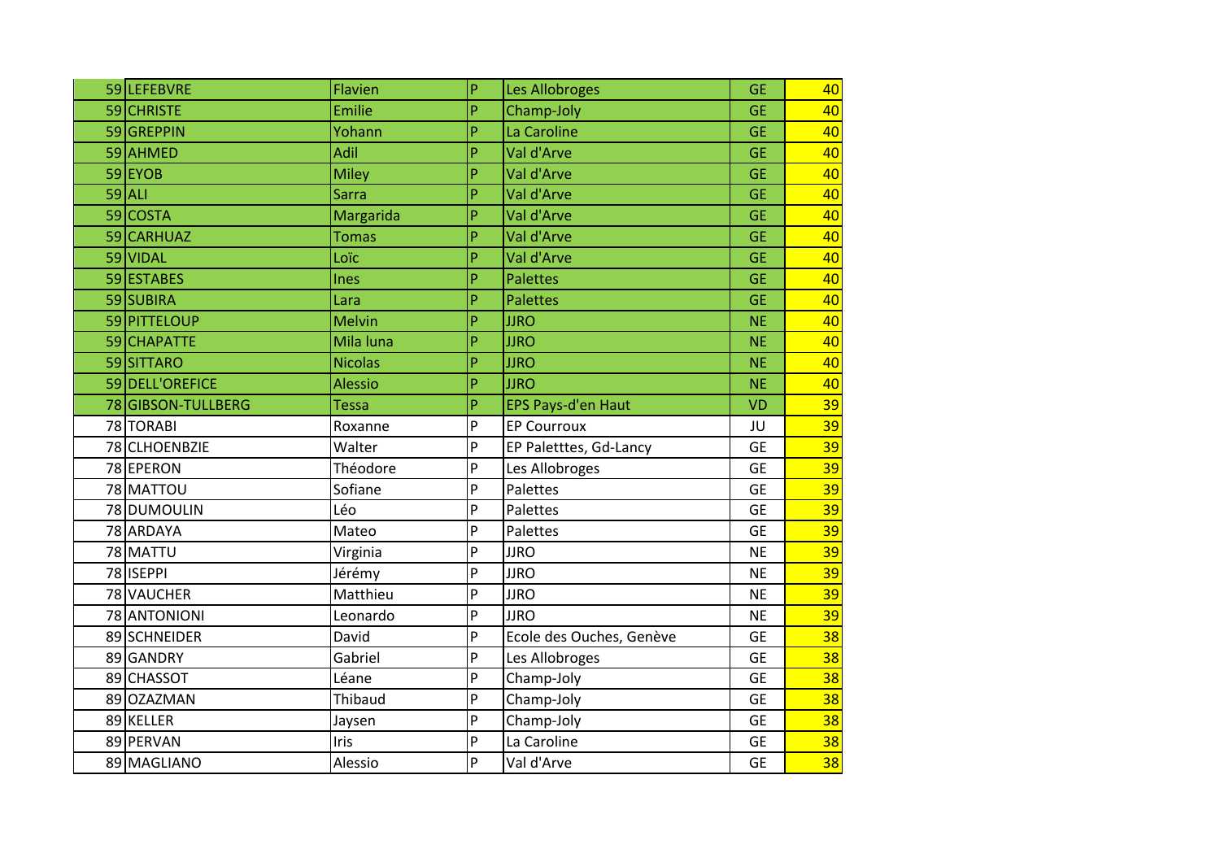| | | | | | | |
|---|---|---|---|---|---|---|
| 59 | LEFEBVRE | Flavien | P | Les Allobroges | GE | 40 |
| 59 | CHRISTE | Emilie | P | Champ-Joly | GE | 40 |
| 59 | GREPPIN | Yohann | P | La Caroline | GE | 40 |
| 59 | AHMED | Adil | P | Val d'Arve | GE | 40 |
| 59 | EYOB | Miley | P | Val d'Arve | GE | 40 |
| 59 | ALI | Sarra | P | Val d'Arve | GE | 40 |
| 59 | COSTA | Margarida | P | Val d'Arve | GE | 40 |
| 59 | CARHUAZ | Tomas | P | Val d'Arve | GE | 40 |
| 59 | VIDAL | Loïc | P | Val d'Arve | GE | 40 |
| 59 | ESTABES | Ines | P | Palettes | GE | 40 |
| 59 | SUBIRA | Lara | P | Palettes | GE | 40 |
| 59 | PITTELOUP | Melvin | P | JJRO | NE | 40 |
| 59 | CHAPATTE | Mila luna | P | JJRO | NE | 40 |
| 59 | SITTARO | Nicolas | P | JJRO | NE | 40 |
| 59 | DELL'OREFICE | Alessio | P | JJRO | NE | 40 |
| 78 | GIBSON-TULLBERG | Tessa | P | EPS Pays-d'en Haut | VD | 39 |
| 78 | TORABI | Roxanne | P | EP Courroux | JU | 39 |
| 78 | CLHOENBZIE | Walter | P | EP Paletttes, Gd-Lancy | GE | 39 |
| 78 | EPERON | Théodore | P | Les Allobroges | GE | 39 |
| 78 | MATTOU | Sofiane | P | Palettes | GE | 39 |
| 78 | DUMOULIN | Léo | P | Palettes | GE | 39 |
| 78 | ARDAYA | Mateo | P | Palettes | GE | 39 |
| 78 | MATTU | Virginia | P | JJRO | NE | 39 |
| 78 | ISEPPI | Jérémy | P | JJRO | NE | 39 |
| 78 | VAUCHER | Matthieu | P | JJRO | NE | 39 |
| 78 | ANTONIONI | Leonardo | P | JJRO | NE | 39 |
| 89 | SCHNEIDER | David | P | Ecole des Ouches, Genève | GE | 38 |
| 89 | GANDRY | Gabriel | P | Les Allobroges | GE | 38 |
| 89 | CHASSOT | Léane | P | Champ-Joly | GE | 38 |
| 89 | OZAZMAN | Thibaud | P | Champ-Joly | GE | 38 |
| 89 | KELLER | Jaysen | P | Champ-Joly | GE | 38 |
| 89 | PERVAN | Iris | P | La Caroline | GE | 38 |
| 89 | MAGLIANO | Alessio | P | Val d'Arve | GE | 38 |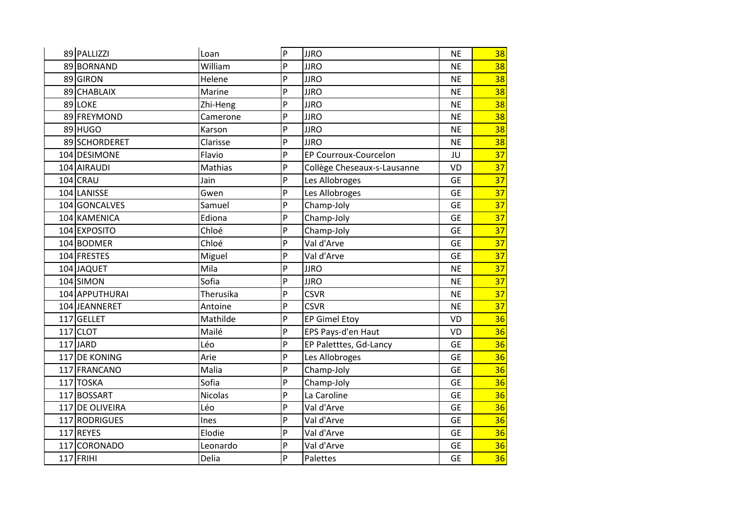| | | | | | | |
|---|---|---|---|---|---|---|
| 89 | PALLIZZI | Loan | P | JJRO | NE | 38 |
| 89 | BORNAND | William | P | JJRO | NE | 38 |
| 89 | GIRON | Helene | P | JJRO | NE | 38 |
| 89 | CHABLAIX | Marine | P | JJRO | NE | 38 |
| 89 | LOKE | Zhi-Heng | P | JJRO | NE | 38 |
| 89 | FREYMOND | Camerone | P | JJRO | NE | 38 |
| 89 | HUGO | Karson | P | JJRO | NE | 38 |
| 89 | SCHORDERET | Clarisse | P | JJRO | NE | 38 |
| 104 | DESIMONE | Flavio | P | EP Courroux-Courcelon | JU | 37 |
| 104 | AIRAUDI | Mathias | P | Collège Cheseaux-s-Lausanne | VD | 37 |
| 104 | CRAU | Jain | P | Les Allobroges | GE | 37 |
| 104 | LANISSE | Gwen | P | Les Allobroges | GE | 37 |
| 104 | GONCALVES | Samuel | P | Champ-Joly | GE | 37 |
| 104 | KAMENICA | Ediona | P | Champ-Joly | GE | 37 |
| 104 | EXPOSITO | Chloé | P | Champ-Joly | GE | 37 |
| 104 | BODMER | Chloé | P | Val d'Arve | GE | 37 |
| 104 | FRESTES | Miguel | P | Val d'Arve | GE | 37 |
| 104 | JAQUET | Mila | P | JJRO | NE | 37 |
| 104 | SIMON | Sofia | P | JJRO | NE | 37 |
| 104 | APPUTHURAI | Therusika | P | CSVR | NE | 37 |
| 104 | JEANNERET | Antoine | P | CSVR | NE | 37 |
| 117 | GELLET | Mathilde | P | EP Gimel Etoy | VD | 36 |
| 117 | CLOT | Mailé | P | EPS Pays-d'en Haut | VD | 36 |
| 117 | JARD | Léo | P | EP Paletttes, Gd-Lancy | GE | 36 |
| 117 | DE KONING | Arie | P | Les Allobroges | GE | 36 |
| 117 | FRANCANO | Malia | P | Champ-Joly | GE | 36 |
| 117 | TOSKA | Sofia | P | Champ-Joly | GE | 36 |
| 117 | BOSSART | Nicolas | P | La Caroline | GE | 36 |
| 117 | DE OLIVEIRA | Léo | P | Val d'Arve | GE | 36 |
| 117 | RODRIGUES | Ines | P | Val d'Arve | GE | 36 |
| 117 | REYES | Elodie | P | Val d'Arve | GE | 36 |
| 117 | CORONADO | Leonardo | P | Val d'Arve | GE | 36 |
| 117 | FRIHI | Delia | P | Palettes | GE | 36 |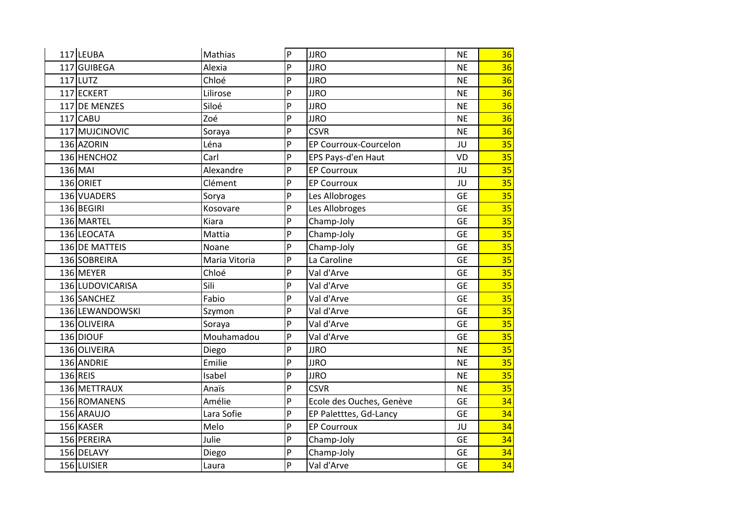| | | | | | |
|---|---|---|---|---|---|
| 117 | LEUBA | Mathias | P | JJRO | NE | 36 |
| 117 | GUIBEGA | Alexia | P | JJRO | NE | 36 |
| 117 | LUTZ | Chloé | P | JJRO | NE | 36 |
| 117 | ECKERT | Lilirose | P | JJRO | NE | 36 |
| 117 | DE MENZES | Siloé | P | JJRO | NE | 36 |
| 117 | CABU | Zoé | P | JJRO | NE | 36 |
| 117 | MUJCINOVIC | Soraya | P | CSVR | NE | 36 |
| 136 | AZORIN | Léna | P | EP Courroux-Courcelon | JU | 35 |
| 136 | HENCHOZ | Carl | P | EPS Pays-d'en Haut | VD | 35 |
| 136 | MAI | Alexandre | P | EP Courroux | JU | 35 |
| 136 | ORIET | Clément | P | EP Courroux | JU | 35 |
| 136 | VUADERS | Sorya | P | Les Allobroges | GE | 35 |
| 136 | BEGIRI | Kosovare | P | Les Allobroges | GE | 35 |
| 136 | MARTEL | Kiara | P | Champ-Joly | GE | 35 |
| 136 | LEOCATA | Mattia | P | Champ-Joly | GE | 35 |
| 136 | DE MATTEIS | Noane | P | Champ-Joly | GE | 35 |
| 136 | SOBREIRA | Maria Vitoria | P | La Caroline | GE | 35 |
| 136 | MEYER | Chloé | P | Val d'Arve | GE | 35 |
| 136 | LUDOVICARISA | Sili | P | Val d'Arve | GE | 35 |
| 136 | SANCHEZ | Fabio | P | Val d'Arve | GE | 35 |
| 136 | LEWANDOWSKI | Szymon | P | Val d'Arve | GE | 35 |
| 136 | OLIVEIRA | Soraya | P | Val d'Arve | GE | 35 |
| 136 | DIOUF | Mouhamadou | P | Val d'Arve | GE | 35 |
| 136 | OLIVEIRA | Diego | P | JJRO | NE | 35 |
| 136 | ANDRIE | Emilie | P | JJRO | NE | 35 |
| 136 | REIS | Isabel | P | JJRO | NE | 35 |
| 136 | METTRAUX | Anaïs | P | CSVR | NE | 35 |
| 156 | ROMANENS | Amélie | P | Ecole des Ouches, Genève | GE | 34 |
| 156 | ARAUJO | Lara Sofie | P | EP Paletttes, Gd-Lancy | GE | 34 |
| 156 | KASER | Melo | P | EP Courroux | JU | 34 |
| 156 | PEREIRA | Julie | P | Champ-Joly | GE | 34 |
| 156 | DELAVY | Diego | P | Champ-Joly | GE | 34 |
| 156 | LUISIER | Laura | P | Val d'Arve | GE | 34 |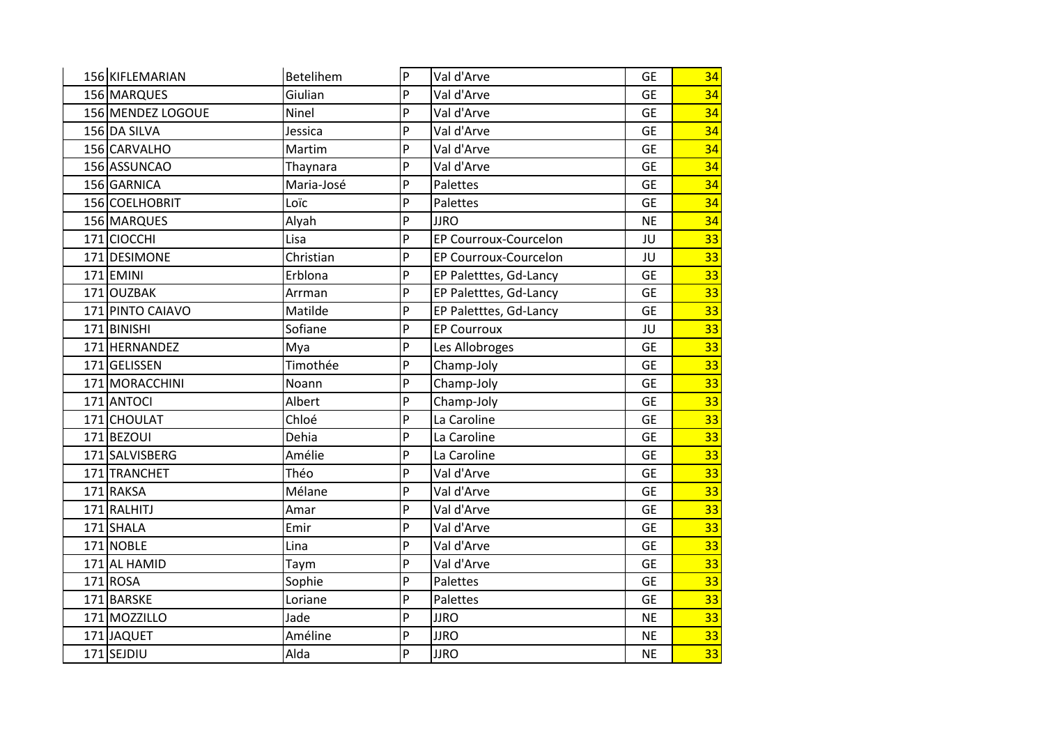| | | | | | | |
|---|---|---|---|---|---|---|
| 156 | KIFLEMARIAN | Betelihem | P | Val d'Arve | GE | 34 |
| 156 | MARQUES | Giulian | P | Val d'Arve | GE | 34 |
| 156 | MENDEZ LOGOUE | Ninel | P | Val d'Arve | GE | 34 |
| 156 | DA SILVA | Jessica | P | Val d'Arve | GE | 34 |
| 156 | CARVALHO | Martim | P | Val d'Arve | GE | 34 |
| 156 | ASSUNCAO | Thaynara | P | Val d'Arve | GE | 34 |
| 156 | GARNICA | Maria-José | P | Palettes | GE | 34 |
| 156 | COELHOBRIT | Loïc | P | Palettes | GE | 34 |
| 156 | MARQUES | Alyah | P | JJRO | NE | 34 |
| 171 | CIOCCHI | Lisa | P | EP Courroux-Courcelon | JU | 33 |
| 171 | DESIMONE | Christian | P | EP Courroux-Courcelon | JU | 33 |
| 171 | EMINI | Erblona | P | EP Paletttes, Gd-Lancy | GE | 33 |
| 171 | OUZBAK | Arrman | P | EP Paletttes, Gd-Lancy | GE | 33 |
| 171 | PINTO CAIAVO | Matilde | P | EP Paletttes, Gd-Lancy | GE | 33 |
| 171 | BINISHI | Sofiane | P | EP Courroux | JU | 33 |
| 171 | HERNANDEZ | Mya | P | Les Allobroges | GE | 33 |
| 171 | GELISSEN | Timothée | P | Champ-Joly | GE | 33 |
| 171 | MORACCHINI | Noann | P | Champ-Joly | GE | 33 |
| 171 | ANTOCI | Albert | P | Champ-Joly | GE | 33 |
| 171 | CHOULAT | Chloé | P | La Caroline | GE | 33 |
| 171 | BEZOUI | Dehia | P | La Caroline | GE | 33 |
| 171 | SALVISBERG | Amélie | P | La Caroline | GE | 33 |
| 171 | TRANCHET | Théo | P | Val d'Arve | GE | 33 |
| 171 | RAKSA | Mélane | P | Val d'Arve | GE | 33 |
| 171 | RALHITJ | Amar | P | Val d'Arve | GE | 33 |
| 171 | SHALA | Emir | P | Val d'Arve | GE | 33 |
| 171 | NOBLE | Lina | P | Val d'Arve | GE | 33 |
| 171 | AL HAMID | Taym | P | Val d'Arve | GE | 33 |
| 171 | ROSA | Sophie | P | Palettes | GE | 33 |
| 171 | BARSKE | Loriane | P | Palettes | GE | 33 |
| 171 | MOZZILLO | Jade | P | JJRO | NE | 33 |
| 171 | JAQUET | Améline | P | JJRO | NE | 33 |
| 171 | SEJDIU | Alda | P | JJRO | NE | 33 |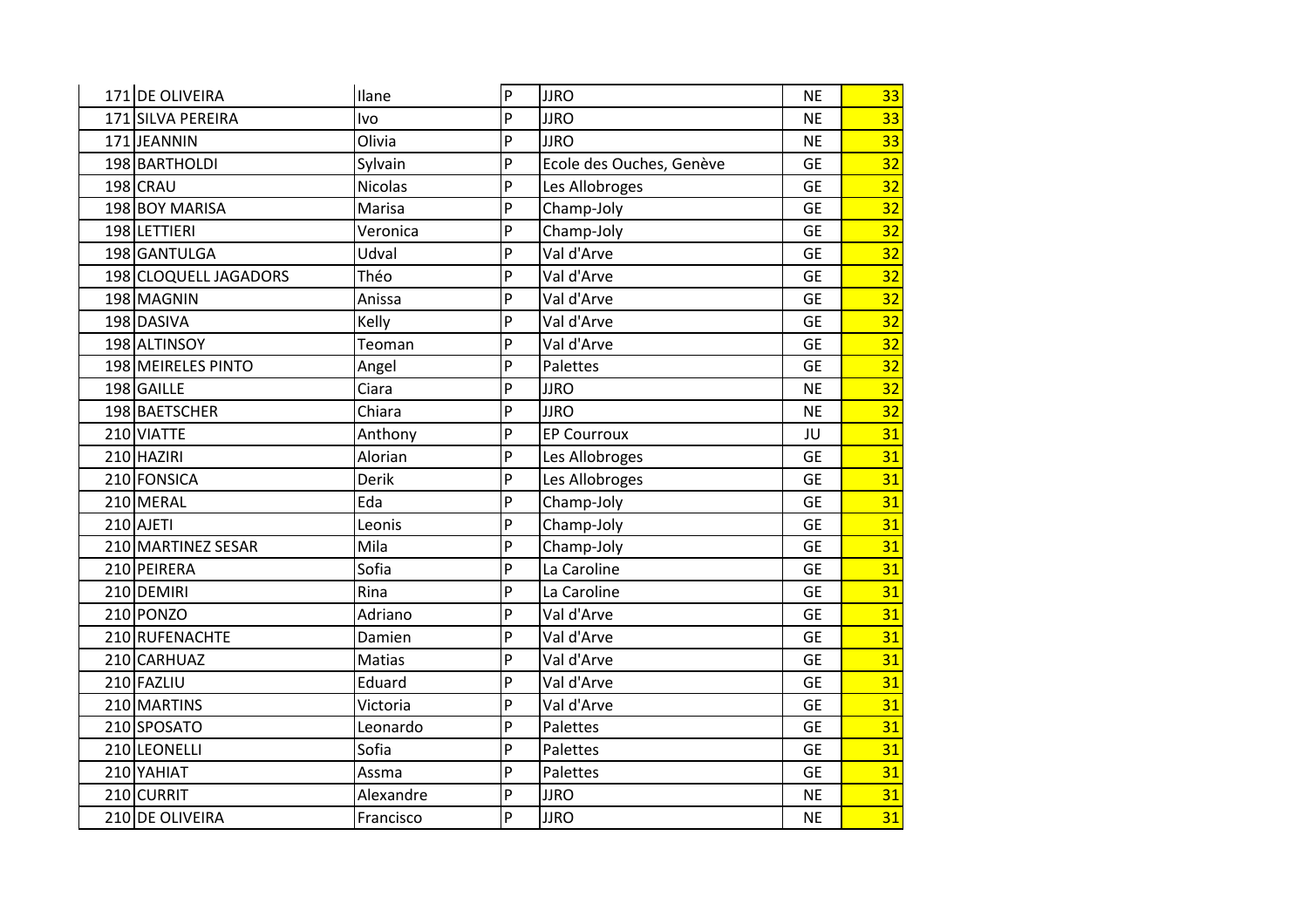| | | | | | |
|---|---|---|---|---|---|
| 171 | DE OLIVEIRA | Ilane | P | JJRO | NE | 33 |
| 171 | SILVA PEREIRA | Ivo | P | JJRO | NE | 33 |
| 171 | JEANNIN | Olivia | P | JJRO | NE | 33 |
| 198 | BARTHOLDI | Sylvain | P | Ecole des Ouches, Genève | GE | 32 |
| 198 | CRAU | Nicolas | P | Les Allobroges | GE | 32 |
| 198 | BOY MARISA | Marisa | P | Champ-Joly | GE | 32 |
| 198 | LETTIERI | Veronica | P | Champ-Joly | GE | 32 |
| 198 | GANTULGA | Udval | P | Val d'Arve | GE | 32 |
| 198 | CLOQUELL JAGADORS | Théo | P | Val d'Arve | GE | 32 |
| 198 | MAGNIN | Anissa | P | Val d'Arve | GE | 32 |
| 198 | DASIVA | Kelly | P | Val d'Arve | GE | 32 |
| 198 | ALTINSOY | Teoman | P | Val d'Arve | GE | 32 |
| 198 | MEIRELES PINTO | Angel | P | Palettes | GE | 32 |
| 198 | GAILLE | Ciara | P | JJRO | NE | 32 |
| 198 | BAETSCHER | Chiara | P | JJRO | NE | 32 |
| 210 | VIATTE | Anthony | P | EP Courroux | JU | 31 |
| 210 | HAZIRI | Alorian | P | Les Allobroges | GE | 31 |
| 210 | FONSICA | Derik | P | Les Allobroges | GE | 31 |
| 210 | MERAL | Eda | P | Champ-Joly | GE | 31 |
| 210 | AJETI | Leonis | P | Champ-Joly | GE | 31 |
| 210 | MARTINEZ SESAR | Mila | P | Champ-Joly | GE | 31 |
| 210 | PEIRERA | Sofia | P | La Caroline | GE | 31 |
| 210 | DEMIRI | Rina | P | La Caroline | GE | 31 |
| 210 | PONZO | Adriano | P | Val d'Arve | GE | 31 |
| 210 | RUFENACHTE | Damien | P | Val d'Arve | GE | 31 |
| 210 | CARHUAZ | Matias | P | Val d'Arve | GE | 31 |
| 210 | FAZLIU | Eduard | P | Val d'Arve | GE | 31 |
| 210 | MARTINS | Victoria | P | Val d'Arve | GE | 31 |
| 210 | SPOSATO | Leonardo | P | Palettes | GE | 31 |
| 210 | LEONELLI | Sofia | P | Palettes | GE | 31 |
| 210 | YAHIAT | Assma | P | Palettes | GE | 31 |
| 210 | CURRIT | Alexandre | P | JJRO | NE | 31 |
| 210 | DE OLIVEIRA | Francisco | P | JJRO | NE | 31 |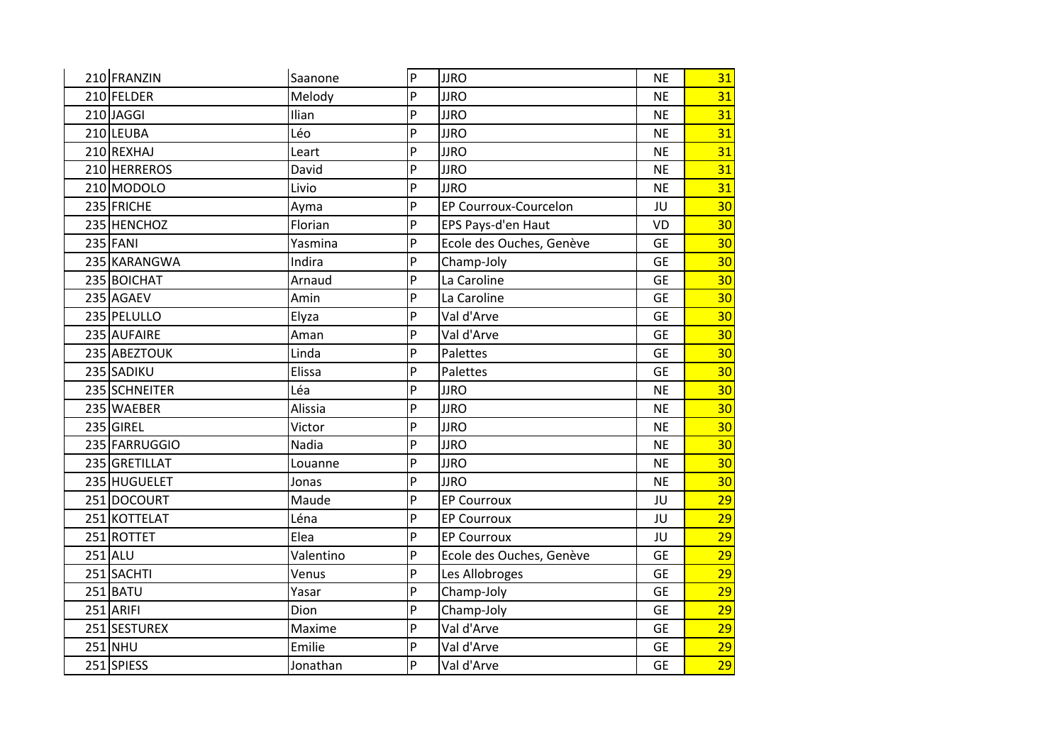| | | | | | | |
|---|---|---|---|---|---|---|
| 210 | FRANZIN | Saanone | P | JJRO | NE | 31 |
| 210 | FELDER | Melody | P | JJRO | NE | 31 |
| 210 | JAGGI | Ilian | P | JJRO | NE | 31 |
| 210 | LEUBA | Léo | P | JJRO | NE | 31 |
| 210 | REXHAJ | Leart | P | JJRO | NE | 31 |
| 210 | HERREROS | David | P | JJRO | NE | 31 |
| 210 | MODOLO | Livio | P | JJRO | NE | 31 |
| 235 | FRICHE | Ayma | P | EP Courroux-Courcelon | JU | 30 |
| 235 | HENCHOZ | Florian | P | EPS Pays-d'en Haut | VD | 30 |
| 235 | FANI | Yasmina | P | Ecole des Ouches, Genève | GE | 30 |
| 235 | KARANGWA | Indira | P | Champ-Joly | GE | 30 |
| 235 | BOICHAT | Arnaud | P | La Caroline | GE | 30 |
| 235 | AGAEV | Amin | P | La Caroline | GE | 30 |
| 235 | PELULLO | Elyza | P | Val d'Arve | GE | 30 |
| 235 | AUFAIRE | Aman | P | Val d'Arve | GE | 30 |
| 235 | ABEZTOUK | Linda | P | Palettes | GE | 30 |
| 235 | SADIKU | Elissa | P | Palettes | GE | 30 |
| 235 | SCHNEITER | Léa | P | JJRO | NE | 30 |
| 235 | WAEBER | Alissia | P | JJRO | NE | 30 |
| 235 | GIREL | Victor | P | JJRO | NE | 30 |
| 235 | FARRUGGIO | Nadia | P | JJRO | NE | 30 |
| 235 | GRETILLAT | Louanne | P | JJRO | NE | 30 |
| 235 | HUGUELET | Jonas | P | JJRO | NE | 30 |
| 251 | DOCOURT | Maude | P | EP Courroux | JU | 29 |
| 251 | KOTTELAT | Léna | P | EP Courroux | JU | 29 |
| 251 | ROTTET | Elea | P | EP Courroux | JU | 29 |
| 251 | ALU | Valentino | P | Ecole des Ouches, Genève | GE | 29 |
| 251 | SACHTI | Venus | P | Les Allobroges | GE | 29 |
| 251 | BATU | Yasar | P | Champ-Joly | GE | 29 |
| 251 | ARIFI | Dion | P | Champ-Joly | GE | 29 |
| 251 | SESTUREX | Maxime | P | Val d'Arve | GE | 29 |
| 251 | NHU | Emilie | P | Val d'Arve | GE | 29 |
| 251 | SPIESS | Jonathan | P | Val d'Arve | GE | 29 |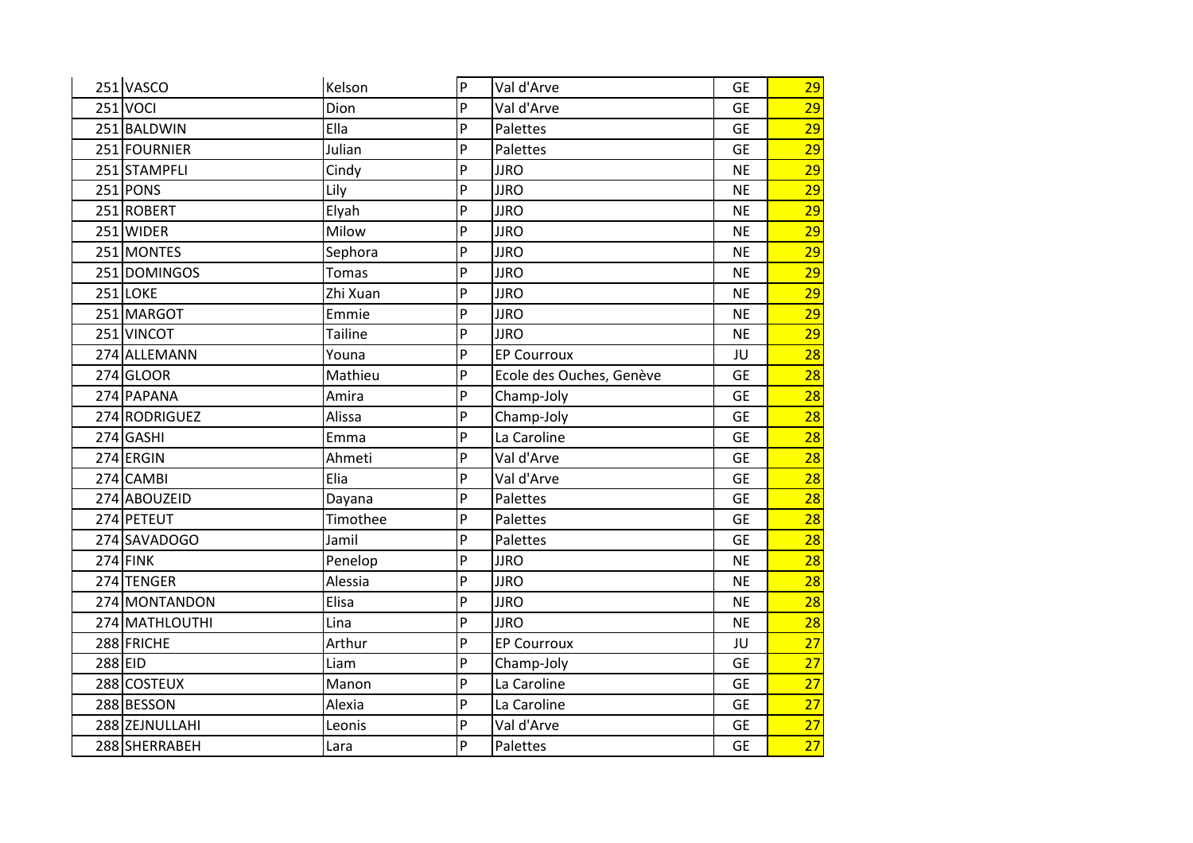| | | | | | | |
|---|---|---|---|---|---|---|
| 251 | VASCO | Kelson | P | Val d'Arve | GE | 29 |
| 251 | VOCI | Dion | P | Val d'Arve | GE | 29 |
| 251 | BALDWIN | Ella | P | Palettes | GE | 29 |
| 251 | FOURNIER | Julian | P | Palettes | GE | 29 |
| 251 | STAMPFLI | Cindy | P | JJRO | NE | 29 |
| 251 | PONS | Lily | P | JJRO | NE | 29 |
| 251 | ROBERT | Elyah | P | JJRO | NE | 29 |
| 251 | WIDER | Milow | P | JJRO | NE | 29 |
| 251 | MONTES | Sephora | P | JJRO | NE | 29 |
| 251 | DOMINGOS | Tomas | P | JJRO | NE | 29 |
| 251 | LOKE | Zhi Xuan | P | JJRO | NE | 29 |
| 251 | MARGOT | Emmie | P | JJRO | NE | 29 |
| 251 | VINCOT | Tailine | P | JJRO | NE | 29 |
| 274 | ALLEMANN | Youna | P | EP Courroux | JU | 28 |
| 274 | GLOOR | Mathieu | P | Ecole des Ouches, Genève | GE | 28 |
| 274 | PAPANA | Amira | P | Champ-Joly | GE | 28 |
| 274 | RODRIGUEZ | Alissa | P | Champ-Joly | GE | 28 |
| 274 | GASHI | Emma | P | La Caroline | GE | 28 |
| 274 | ERGIN | Ahmeti | P | Val d'Arve | GE | 28 |
| 274 | CAMBI | Elia | P | Val d'Arve | GE | 28 |
| 274 | ABOUZEID | Dayana | P | Palettes | GE | 28 |
| 274 | PETEUT | Timothee | P | Palettes | GE | 28 |
| 274 | SAVADOGO | Jamil | P | Palettes | GE | 28 |
| 274 | FINK | Penelop | P | JJRO | NE | 28 |
| 274 | TENGER | Alessia | P | JJRO | NE | 28 |
| 274 | MONTANDON | Elisa | P | JJRO | NE | 28 |
| 274 | MATHLOUTHI | Lina | P | JJRO | NE | 28 |
| 288 | FRICHE | Arthur | P | EP Courroux | JU | 27 |
| 288 | EID | Liam | P | Champ-Joly | GE | 27 |
| 288 | COSTEUX | Manon | P | La Caroline | GE | 27 |
| 288 | BESSON | Alexia | P | La Caroline | GE | 27 |
| 288 | ZEJNULLAHI | Leonis | P | Val d'Arve | GE | 27 |
| 288 | SHERRABEH | Lara | P | Palettes | GE | 27 |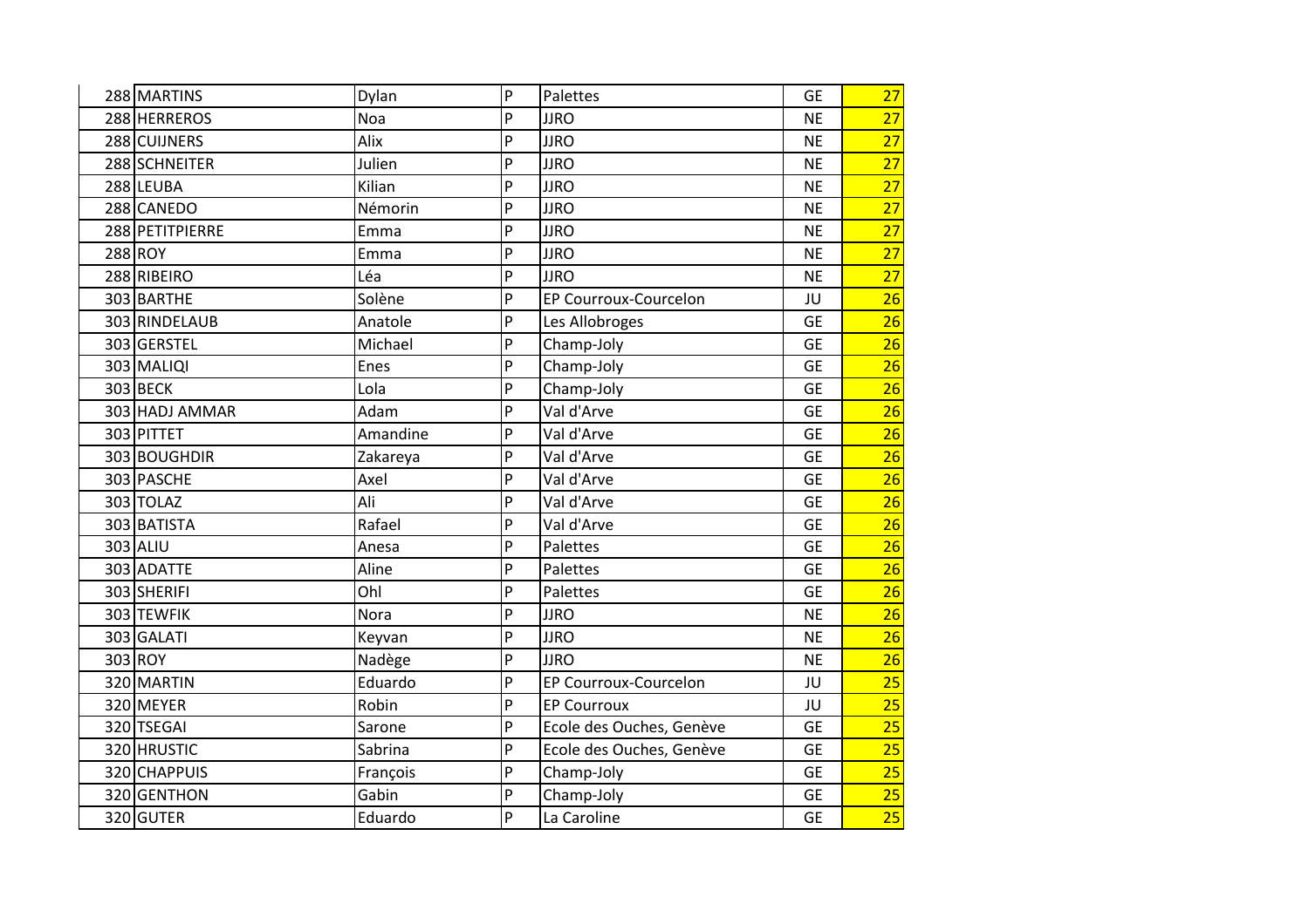| | | | | | | |
|---|---|---|---|---|---|---|
| 288 | MARTINS | Dylan | P | Palettes | GE | 27 |
| 288 | HERREROS | Noa | P | JJRO | NE | 27 |
| 288 | CUIJNERS | Alix | P | JJRO | NE | 27 |
| 288 | SCHNEITER | Julien | P | JJRO | NE | 27 |
| 288 | LEUBA | Kilian | P | JJRO | NE | 27 |
| 288 | CANEDO | Némorin | P | JJRO | NE | 27 |
| 288 | PETITPIERRE | Emma | P | JJRO | NE | 27 |
| 288 | ROY | Emma | P | JJRO | NE | 27 |
| 288 | RIBEIRO | Léa | P | JJRO | NE | 27 |
| 303 | BARTHE | Solène | P | EP Courroux-Courcelon | JU | 26 |
| 303 | RINDELAUB | Anatole | P | Les Allobroges | GE | 26 |
| 303 | GERSTEL | Michael | P | Champ-Joly | GE | 26 |
| 303 | MALIQI | Enes | P | Champ-Joly | GE | 26 |
| 303 | BECK | Lola | P | Champ-Joly | GE | 26 |
| 303 | HADJ AMMAR | Adam | P | Val d'Arve | GE | 26 |
| 303 | PITTET | Amandine | P | Val d'Arve | GE | 26 |
| 303 | BOUGHDIR | Zakareya | P | Val d'Arve | GE | 26 |
| 303 | PASCHE | Axel | P | Val d'Arve | GE | 26 |
| 303 | TOLAZ | Ali | P | Val d'Arve | GE | 26 |
| 303 | BATISTA | Rafael | P | Val d'Arve | GE | 26 |
| 303 | ALIU | Anesa | P | Palettes | GE | 26 |
| 303 | ADATTE | Aline | P | Palettes | GE | 26 |
| 303 | SHERIFI | Ohl | P | Palettes | GE | 26 |
| 303 | TEWFIK | Nora | P | JJRO | NE | 26 |
| 303 | GALATI | Keyvan | P | JJRO | NE | 26 |
| 303 | ROY | Nadège | P | JJRO | NE | 26 |
| 320 | MARTIN | Eduardo | P | EP Courroux-Courcelon | JU | 25 |
| 320 | MEYER | Robin | P | EP Courroux | JU | 25 |
| 320 | TSEGAI | Sarone | P | Ecole des Ouches, Genève | GE | 25 |
| 320 | HRUSTIC | Sabrina | P | Ecole des Ouches, Genève | GE | 25 |
| 320 | CHAPPUIS | François | P | Champ-Joly | GE | 25 |
| 320 | GENTHON | Gabin | P | Champ-Joly | GE | 25 |
| 320 | GUTER | Eduardo | P | La Caroline | GE | 25 |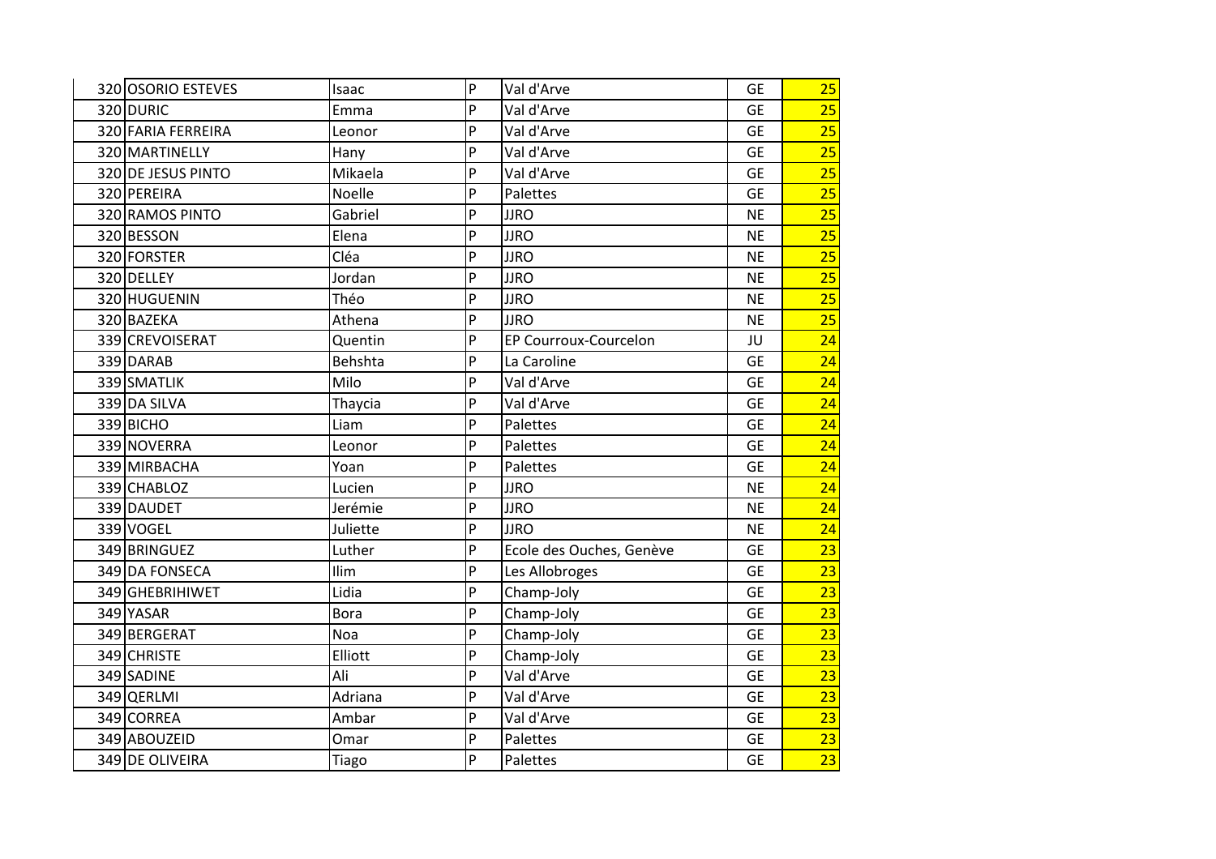| | | | | | | |
|---|---|---|---|---|---|---|
| 320 | OSORIO ESTEVES | Isaac | P | Val d'Arve | GE | 25 |
| 320 | DURIC | Emma | P | Val d'Arve | GE | 25 |
| 320 | FARIA FERREIRA | Leonor | P | Val d'Arve | GE | 25 |
| 320 | MARTINELLY | Hany | P | Val d'Arve | GE | 25 |
| 320 | DE JESUS PINTO | Mikaela | P | Val d'Arve | GE | 25 |
| 320 | PEREIRA | Noelle | P | Palettes | GE | 25 |
| 320 | RAMOS PINTO | Gabriel | P | JJRO | NE | 25 |
| 320 | BESSON | Elena | P | JJRO | NE | 25 |
| 320 | FORSTER | Cléa | P | JJRO | NE | 25 |
| 320 | DELLEY | Jordan | P | JJRO | NE | 25 |
| 320 | HUGUENIN | Théo | P | JJRO | NE | 25 |
| 320 | BAZEKA | Athena | P | JJRO | NE | 25 |
| 339 | CREVOISERAT | Quentin | P | EP Courroux-Courcelon | JU | 24 |
| 339 | DARAB | Behshta | P | La Caroline | GE | 24 |
| 339 | SMATLIK | Milo | P | Val d'Arve | GE | 24 |
| 339 | DA SILVA | Thaycia | P | Val d'Arve | GE | 24 |
| 339 | BICHO | Liam | P | Palettes | GE | 24 |
| 339 | NOVERRA | Leonor | P | Palettes | GE | 24 |
| 339 | MIRBACHA | Yoan | P | Palettes | GE | 24 |
| 339 | CHABLOZ | Lucien | P | JJRO | NE | 24 |
| 339 | DAUDET | Jerémie | P | JJRO | NE | 24 |
| 339 | VOGEL | Juliette | P | JJRO | NE | 24 |
| 349 | BRINGUEZ | Luther | P | Ecole des Ouches, Genève | GE | 23 |
| 349 | DA FONSECA | Ilim | P | Les Allobroges | GE | 23 |
| 349 | GHEBRIHIWET | Lidia | P | Champ-Joly | GE | 23 |
| 349 | YASAR | Bora | P | Champ-Joly | GE | 23 |
| 349 | BERGERAT | Noa | P | Champ-Joly | GE | 23 |
| 349 | CHRISTE | Elliott | P | Champ-Joly | GE | 23 |
| 349 | SADINE | Ali | P | Val d'Arve | GE | 23 |
| 349 | QERLMI | Adriana | P | Val d'Arve | GE | 23 |
| 349 | CORREA | Ambar | P | Val d'Arve | GE | 23 |
| 349 | ABOUZEID | Omar | P | Palettes | GE | 23 |
| 349 | DE OLIVEIRA | Tiago | P | Palettes | GE | 23 |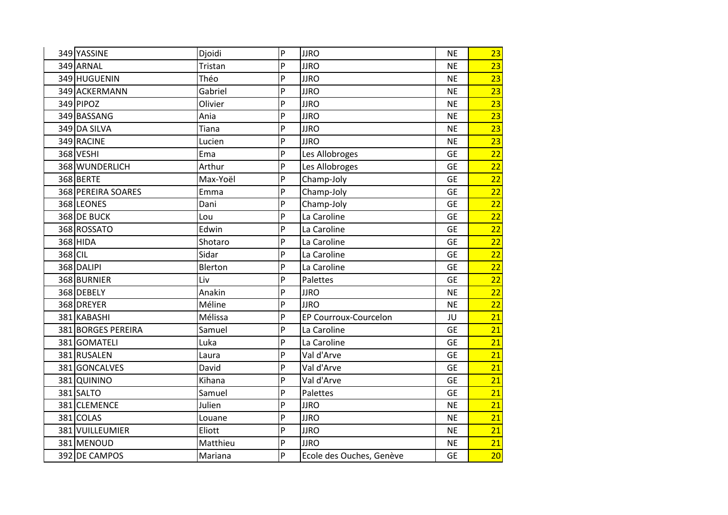| | | | | | | |
|---|---|---|---|---|---|---|
| 349 | YASSINE | Djoidi | P | JJRO | NE | 23 |
| 349 | ARNAL | Tristan | P | JJRO | NE | 23 |
| 349 | HUGUENIN | Théo | P | JJRO | NE | 23 |
| 349 | ACKERMANN | Gabriel | P | JJRO | NE | 23 |
| 349 | PIPOZ | Olivier | P | JJRO | NE | 23 |
| 349 | BASSANG | Ania | P | JJRO | NE | 23 |
| 349 | DA SILVA | Tiana | P | JJRO | NE | 23 |
| 349 | RACINE | Lucien | P | JJRO | NE | 23 |
| 368 | VESHI | Ema | P | Les Allobroges | GE | 22 |
| 368 | WUNDERLICH | Arthur | P | Les Allobroges | GE | 22 |
| 368 | BERTE | Max-Yoël | P | Champ-Joly | GE | 22 |
| 368 | PEREIRA SOARES | Emma | P | Champ-Joly | GE | 22 |
| 368 | LEONES | Dani | P | Champ-Joly | GE | 22 |
| 368 | DE BUCK | Lou | P | La Caroline | GE | 22 |
| 368 | ROSSATO | Edwin | P | La Caroline | GE | 22 |
| 368 | HIDA | Shotaro | P | La Caroline | GE | 22 |
| 368 | CIL | Sidar | P | La Caroline | GE | 22 |
| 368 | DALIPI | Blerton | P | La Caroline | GE | 22 |
| 368 | BURNIER | Liv | P | Palettes | GE | 22 |
| 368 | DEBELY | Anakin | P | JJRO | NE | 22 |
| 368 | DREYER | Méline | P | JJRO | NE | 22 |
| 381 | KABASHI | Mélissa | P | EP Courroux-Courcelon | JU | 21 |
| 381 | BORGES PEREIRA | Samuel | P | La Caroline | GE | 21 |
| 381 | GOMATELI | Luka | P | La Caroline | GE | 21 |
| 381 | RUSALEN | Laura | P | Val d'Arve | GE | 21 |
| 381 | GONCALVES | David | P | Val d'Arve | GE | 21 |
| 381 | QUININO | Kihana | P | Val d'Arve | GE | 21 |
| 381 | SALTO | Samuel | P | Palettes | GE | 21 |
| 381 | CLEMENCE | Julien | P | JJRO | NE | 21 |
| 381 | COLAS | Louane | P | JJRO | NE | 21 |
| 381 | VUILLEUMIER | Eliott | P | JJRO | NE | 21 |
| 381 | MENOUD | Matthieu | P | JJRO | NE | 21 |
| 392 | DE CAMPOS | Mariana | P | Ecole des Ouches, Genève | GE | 20 |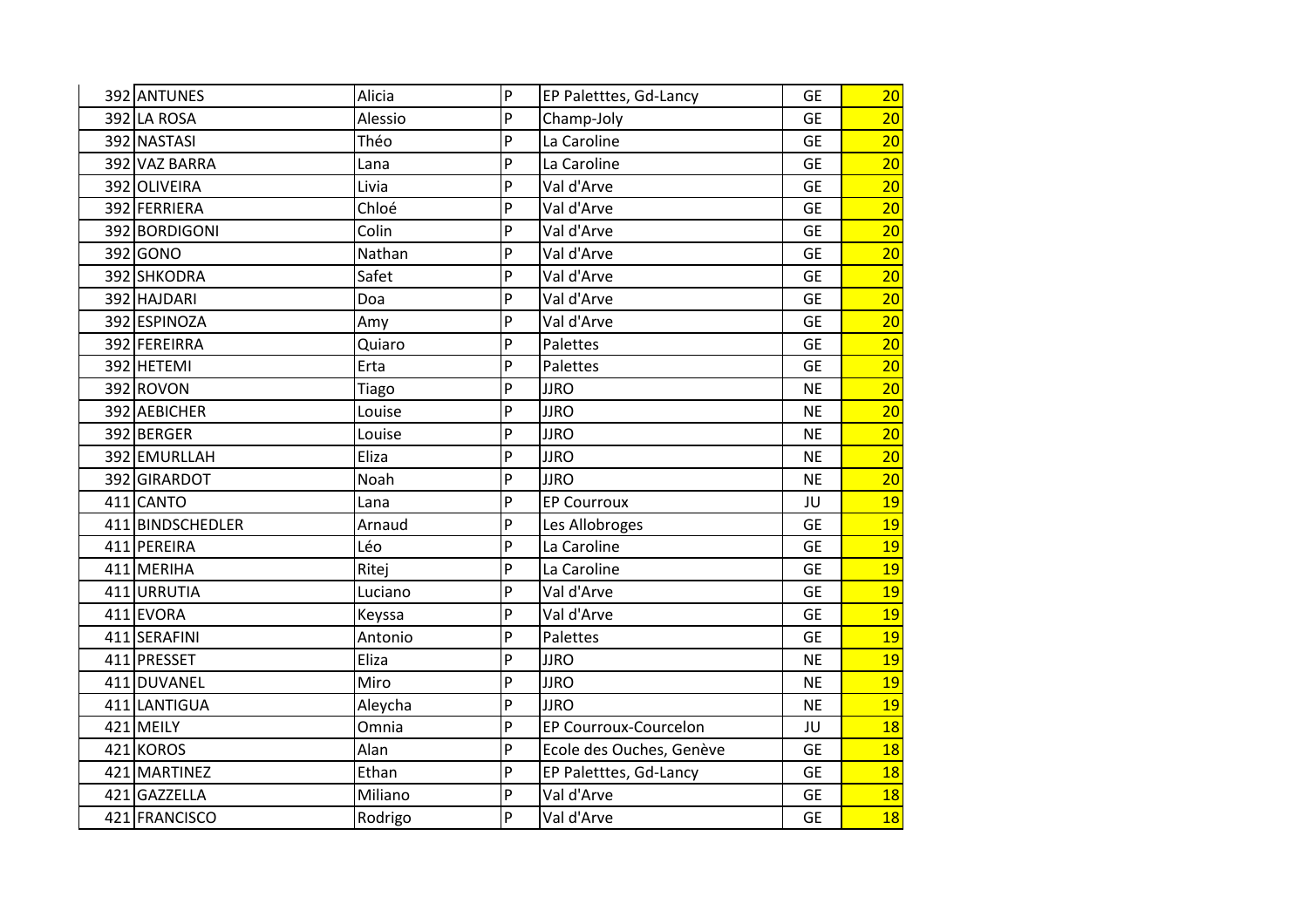|  |  |  |  |  |  |  |
|---|---|---|---|---|---|---|
| 392 | ANTUNES | Alicia | P | EP Paletttes, Gd-Lancy | GE | 20 |
| 392 | LA ROSA | Alessio | P | Champ-Joly | GE | 20 |
| 392 | NASTASI | Théo | P | La Caroline | GE | 20 |
| 392 | VAZ BARRA | Lana | P | La Caroline | GE | 20 |
| 392 | OLIVEIRA | Livia | P | Val d'Arve | GE | 20 |
| 392 | FERRIERA | Chloé | P | Val d'Arve | GE | 20 |
| 392 | BORDIGONI | Colin | P | Val d'Arve | GE | 20 |
| 392 | GONO | Nathan | P | Val d'Arve | GE | 20 |
| 392 | SHKODRA | Safet | P | Val d'Arve | GE | 20 |
| 392 | HAJDARI | Doa | P | Val d'Arve | GE | 20 |
| 392 | ESPINOZA | Amy | P | Val d'Arve | GE | 20 |
| 392 | FEREIRRA | Quiaro | P | Palettes | GE | 20 |
| 392 | HETEMI | Erta | P | Palettes | GE | 20 |
| 392 | ROVON | Tiago | P | JJRO | NE | 20 |
| 392 | AEBICHER | Louise | P | JJRO | NE | 20 |
| 392 | BERGER | Louise | P | JJRO | NE | 20 |
| 392 | EMURLLAH | Eliza | P | JJRO | NE | 20 |
| 392 | GIRARDOT | Noah | P | JJRO | NE | 20 |
| 411 | CANTO | Lana | P | EP Courroux | JU | 19 |
| 411 | BINDSCHEDLER | Arnaud | P | Les Allobroges | GE | 19 |
| 411 | PEREIRA | Léo | P | La Caroline | GE | 19 |
| 411 | MERIHA | Ritej | P | La Caroline | GE | 19 |
| 411 | URRUTIA | Luciano | P | Val d'Arve | GE | 19 |
| 411 | EVORA | Keyssa | P | Val d'Arve | GE | 19 |
| 411 | SERAFINI | Antonio | P | Palettes | GE | 19 |
| 411 | PRESSET | Eliza | P | JJRO | NE | 19 |
| 411 | DUVANEL | Miro | P | JJRO | NE | 19 |
| 411 | LANTIGUA | Aleycha | P | JJRO | NE | 19 |
| 421 | MEILY | Omnia | P | EP Courroux-Courcelon | JU | 18 |
| 421 | KOROS | Alan | P | Ecole des Ouches, Genève | GE | 18 |
| 421 | MARTINEZ | Ethan | P | EP Paletttes, Gd-Lancy | GE | 18 |
| 421 | GAZZELLA | Miliano | P | Val d'Arve | GE | 18 |
| 421 | FRANCISCO | Rodrigo | P | Val d'Arve | GE | 18 |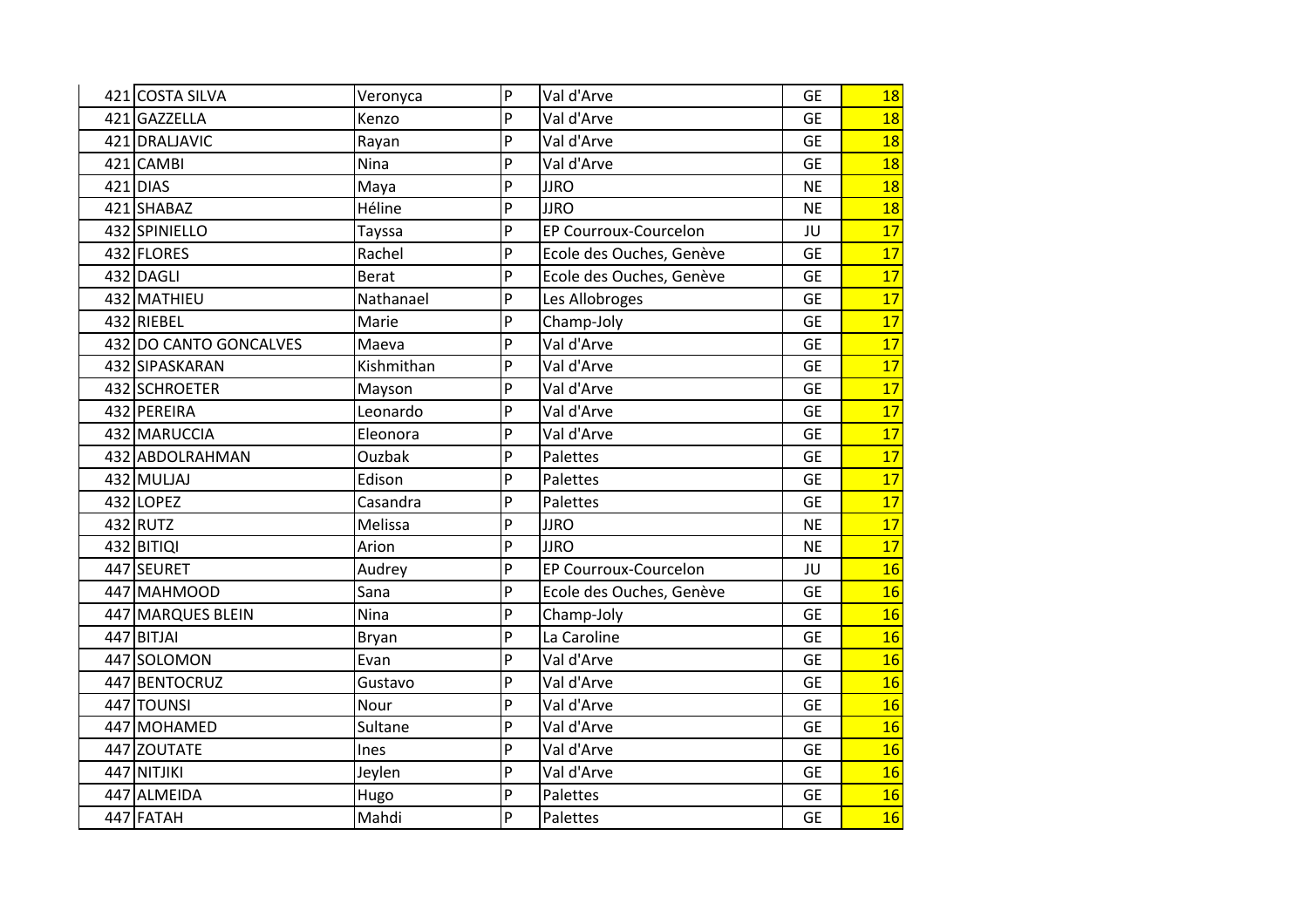| | | | | | | |
|---|---|---|---|---|---|---|
| 421 | COSTA SILVA | Veronyca | P | Val d'Arve | GE | 18 |
| 421 | GAZZELLA | Kenzo | P | Val d'Arve | GE | 18 |
| 421 | DRALJAVIC | Rayan | P | Val d'Arve | GE | 18 |
| 421 | CAMBI | Nina | P | Val d'Arve | GE | 18 |
| 421 | DIAS | Maya | P | JJRO | NE | 18 |
| 421 | SHABAZ | Héline | P | JJRO | NE | 18 |
| 432 | SPINIELLO | Tayssa | P | EP Courroux-Courcelon | JU | 17 |
| 432 | FLORES | Rachel | P | Ecole des Ouches, Genève | GE | 17 |
| 432 | DAGLI | Berat | P | Ecole des Ouches, Genève | GE | 17 |
| 432 | MATHIEU | Nathanael | P | Les Allobroges | GE | 17 |
| 432 | RIEBEL | Marie | P | Champ-Joly | GE | 17 |
| 432 | DO CANTO GONCALVES | Maeva | P | Val d'Arve | GE | 17 |
| 432 | SIPASKARAN | Kishmithan | P | Val d'Arve | GE | 17 |
| 432 | SCHROETER | Mayson | P | Val d'Arve | GE | 17 |
| 432 | PEREIRA | Leonardo | P | Val d'Arve | GE | 17 |
| 432 | MARUCCIA | Eleonora | P | Val d'Arve | GE | 17 |
| 432 | ABDOLRAHMAN | Ouzbak | P | Palettes | GE | 17 |
| 432 | MULJAJ | Edison | P | Palettes | GE | 17 |
| 432 | LOPEZ | Casandra | P | Palettes | GE | 17 |
| 432 | RUTZ | Melissa | P | JJRO | NE | 17 |
| 432 | BITIQI | Arion | P | JJRO | NE | 17 |
| 447 | SEURET | Audrey | P | EP Courroux-Courcelon | JU | 16 |
| 447 | MAHMOOD | Sana | P | Ecole des Ouches, Genève | GE | 16 |
| 447 | MARQUES BLEIN | Nina | P | Champ-Joly | GE | 16 |
| 447 | BITJAI | Bryan | P | La Caroline | GE | 16 |
| 447 | SOLOMON | Evan | P | Val d'Arve | GE | 16 |
| 447 | BENTOCRUZ | Gustavo | P | Val d'Arve | GE | 16 |
| 447 | TOUNSI | Nour | P | Val d'Arve | GE | 16 |
| 447 | MOHAMED | Sultane | P | Val d'Arve | GE | 16 |
| 447 | ZOUTATE | Ines | P | Val d'Arve | GE | 16 |
| 447 | NITJIKI | Jeylen | P | Val d'Arve | GE | 16 |
| 447 | ALMEIDA | Hugo | P | Palettes | GE | 16 |
| 447 | FATAH | Mahdi | P | Palettes | GE | 16 |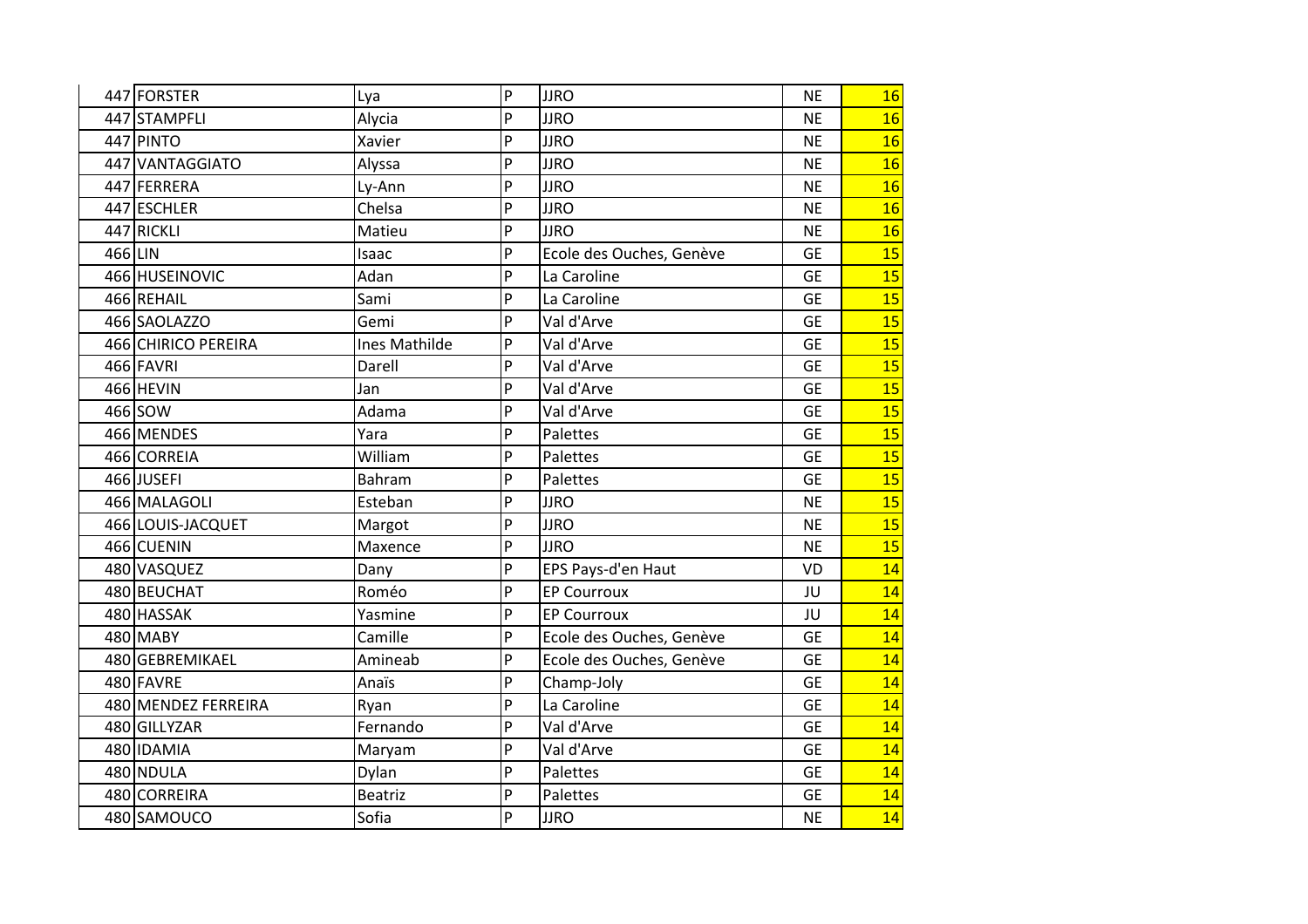| | | | | | | |
|---|---|---|---|---|---|---|
| 447 | FORSTER | Lya | P | JJRO | NE | 16 |
| 447 | STAMPFLI | Alycia | P | JJRO | NE | 16 |
| 447 | PINTO | Xavier | P | JJRO | NE | 16 |
| 447 | VANTAGGIATO | Alyssa | P | JJRO | NE | 16 |
| 447 | FERRERA | Ly-Ann | P | JJRO | NE | 16 |
| 447 | ESCHLER | Chelsa | P | JJRO | NE | 16 |
| 447 | RICKLI | Matieu | P | JJRO | NE | 16 |
| 466 | LIN | Isaac | P | Ecole des Ouches, Genève | GE | 15 |
| 466 | HUSEINOVIC | Adan | P | La Caroline | GE | 15 |
| 466 | REHAIL | Sami | P | La Caroline | GE | 15 |
| 466 | SAOLAZZO | Gemi | P | Val d'Arve | GE | 15 |
| 466 | CHIRICO PEREIRA | Ines Mathilde | P | Val d'Arve | GE | 15 |
| 466 | FAVRI | Darell | P | Val d'Arve | GE | 15 |
| 466 | HEVIN | Jan | P | Val d'Arve | GE | 15 |
| 466 | SOW | Adama | P | Val d'Arve | GE | 15 |
| 466 | MENDES | Yara | P | Palettes | GE | 15 |
| 466 | CORREIA | William | P | Palettes | GE | 15 |
| 466 | JUSEFI | Bahram | P | Palettes | GE | 15 |
| 466 | MALAGOLI | Esteban | P | JJRO | NE | 15 |
| 466 | LOUIS-JACQUET | Margot | P | JJRO | NE | 15 |
| 466 | CUENIN | Maxence | P | JJRO | NE | 15 |
| 480 | VASQUEZ | Dany | P | EPS Pays-d'en Haut | VD | 14 |
| 480 | BEUCHAT | Roméo | P | EP Courroux | JU | 14 |
| 480 | HASSAK | Yasmine | P | EP Courroux | JU | 14 |
| 480 | MABY | Camille | P | Ecole des Ouches, Genève | GE | 14 |
| 480 | GEBREMIKAEL | Amineab | P | Ecole des Ouches, Genève | GE | 14 |
| 480 | FAVRE | Anaïs | P | Champ-Joly | GE | 14 |
| 480 | MENDEZ FERREIRA | Ryan | P | La Caroline | GE | 14 |
| 480 | GILLYZAR | Fernando | P | Val d'Arve | GE | 14 |
| 480 | IDAMIA | Maryam | P | Val d'Arve | GE | 14 |
| 480 | NDULA | Dylan | P | Palettes | GE | 14 |
| 480 | CORREIRA | Beatriz | P | Palettes | GE | 14 |
| 480 | SAMOUCO | Sofia | P | JJRO | NE | 14 |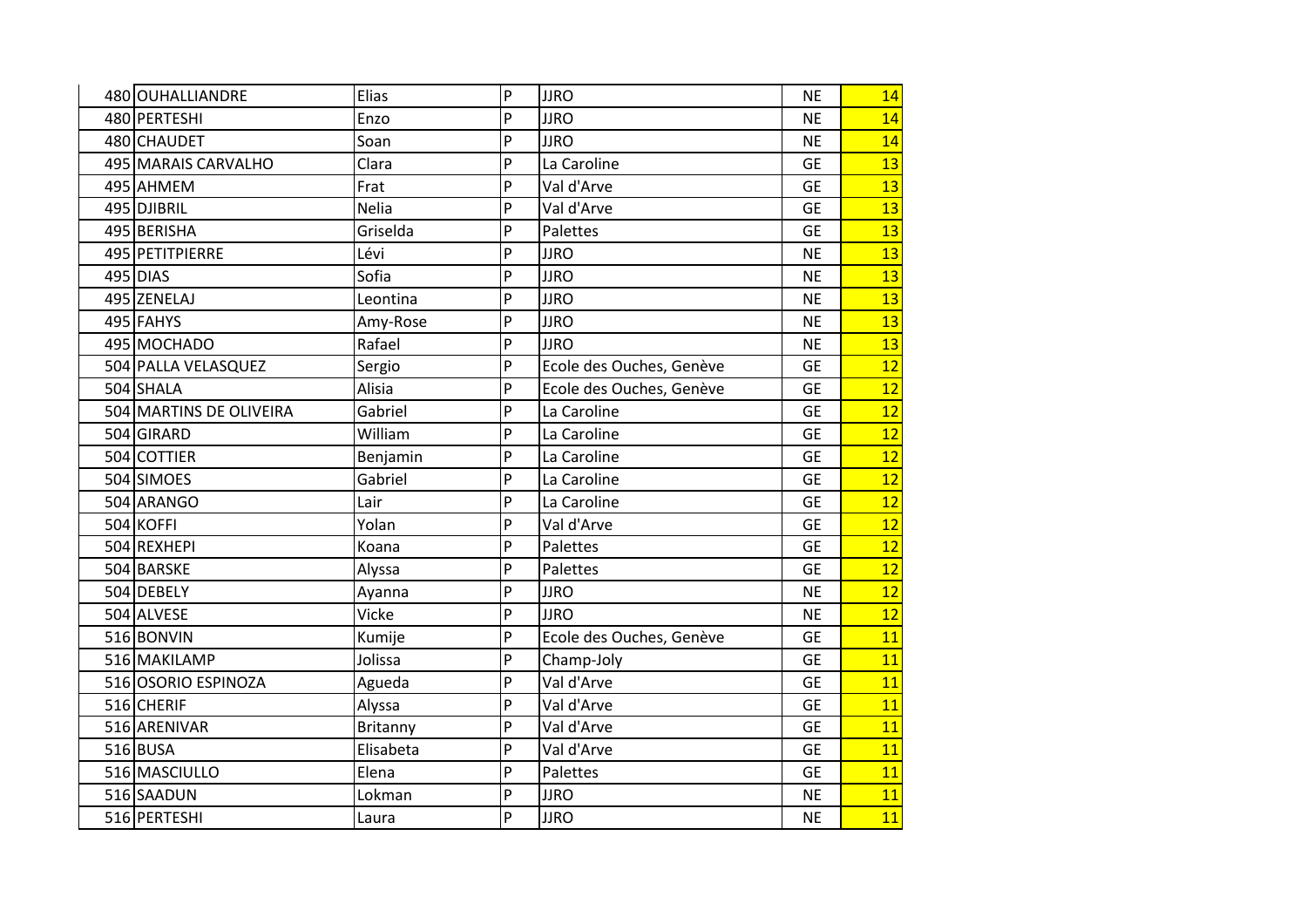| | | | | | | |
|---|---|---|---|---|---|---|
| 480 | OUHALLIANDRE | Elias | P | JJRO | NE | 14 |
| 480 | PERTESHI | Enzo | P | JJRO | NE | 14 |
| 480 | CHAUDET | Soan | P | JJRO | NE | 14 |
| 495 | MARAIS CARVALHO | Clara | P | La Caroline | GE | 13 |
| 495 | AHMEM | Frat | P | Val d'Arve | GE | 13 |
| 495 | DJIBRIL | Nelia | P | Val d'Arve | GE | 13 |
| 495 | BERISHA | Griselda | P | Palettes | GE | 13 |
| 495 | PETITPIERRE | Lévi | P | JJRO | NE | 13 |
| 495 | DIAS | Sofia | P | JJRO | NE | 13 |
| 495 | ZENELAJ | Leontina | P | JJRO | NE | 13 |
| 495 | FAHYS | Amy-Rose | P | JJRO | NE | 13 |
| 495 | MOCHADO | Rafael | P | JJRO | NE | 13 |
| 504 | PALLA VELASQUEZ | Sergio | P | Ecole des Ouches, Genève | GE | 12 |
| 504 | SHALA | Alisia | P | Ecole des Ouches, Genève | GE | 12 |
| 504 | MARTINS DE OLIVEIRA | Gabriel | P | La Caroline | GE | 12 |
| 504 | GIRARD | William | P | La Caroline | GE | 12 |
| 504 | COTTIER | Benjamin | P | La Caroline | GE | 12 |
| 504 | SIMOES | Gabriel | P | La Caroline | GE | 12 |
| 504 | ARANGO | Lair | P | La Caroline | GE | 12 |
| 504 | KOFFI | Yolan | P | Val d'Arve | GE | 12 |
| 504 | REXHEPI | Koana | P | Palettes | GE | 12 |
| 504 | BARSKE | Alyssa | P | Palettes | GE | 12 |
| 504 | DEBELY | Ayanna | P | JJRO | NE | 12 |
| 504 | ALVESE | Vicke | P | JJRO | NE | 12 |
| 516 | BONVIN | Kumije | P | Ecole des Ouches, Genève | GE | 11 |
| 516 | MAKILAMP | Jolissa | P | Champ-Joly | GE | 11 |
| 516 | OSORIO ESPINOZA | Agueda | P | Val d'Arve | GE | 11 |
| 516 | CHERIF | Alyssa | P | Val d'Arve | GE | 11 |
| 516 | ARENIVAR | Britanny | P | Val d'Arve | GE | 11 |
| 516 | BUSA | Elisabeta | P | Val d'Arve | GE | 11 |
| 516 | MASCIULLO | Elena | P | Palettes | GE | 11 |
| 516 | SAADUN | Lokman | P | JJRO | NE | 11 |
| 516 | PERTESHI | Laura | P | JJRO | NE | 11 |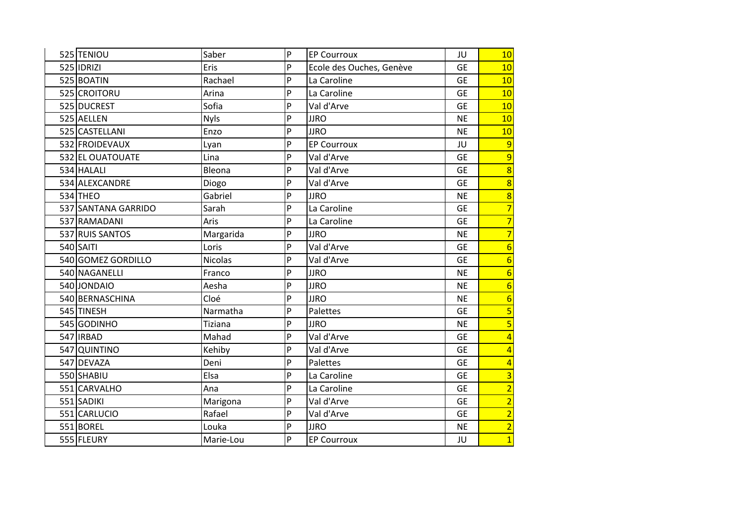| | | | | | | |
|---|---|---|---|---|---|---|
| 525 | TENIOU | Saber | P | EP Courroux | JU | 10 |
| 525 | IDRIZI | Eris | P | Ecole des Ouches, Genève | GE | 10 |
| 525 | BOATIN | Rachael | P | La Caroline | GE | 10 |
| 525 | CROITORU | Arina | P | La Caroline | GE | 10 |
| 525 | DUCREST | Sofia | P | Val d'Arve | GE | 10 |
| 525 | AELLEN | Nyls | P | JJRO | NE | 10 |
| 525 | CASTELLANI | Enzo | P | JJRO | NE | 10 |
| 532 | FROIDEVAUX | Lyan | P | EP Courroux | JU | 9 |
| 532 | EL OUATOUATE | Lina | P | Val d'Arve | GE | 9 |
| 534 | HALALI | Bleona | P | Val d'Arve | GE | 8 |
| 534 | ALEXCANDRE | Diogo | P | Val d'Arve | GE | 8 |
| 534 | THEO | Gabriel | P | JJRO | NE | 8 |
| 537 | SANTANA GARRIDO | Sarah | P | La Caroline | GE | 7 |
| 537 | RAMADANI | Aris | P | La Caroline | GE | 7 |
| 537 | RUIS SANTOS | Margarida | P | JJRO | NE | 7 |
| 540 | SAITI | Loris | P | Val d'Arve | GE | 6 |
| 540 | GOMEZ GORDILLO | Nicolas | P | Val d'Arve | GE | 6 |
| 540 | NAGANELLI | Franco | P | JJRO | NE | 6 |
| 540 | JONDAIO | Aesha | P | JJRO | NE | 6 |
| 540 | BERNASCHINA | Cloé | P | JJRO | NE | 6 |
| 545 | TINESH | Narmatha | P | Palettes | GE | 5 |
| 545 | GODINHO | Tiziana | P | JJRO | NE | 5 |
| 547 | IRBAD | Mahad | P | Val d'Arve | GE | 4 |
| 547 | QUINTINO | Kehiby | P | Val d'Arve | GE | 4 |
| 547 | DEVAZA | Deni | P | Palettes | GE | 4 |
| 550 | SHABIU | Elsa | P | La Caroline | GE | 3 |
| 551 | CARVALHO | Ana | P | La Caroline | GE | 2 |
| 551 | SADIKI | Marigona | P | Val d'Arve | GE | 2 |
| 551 | CARLUCIO | Rafael | P | Val d'Arve | GE | 2 |
| 551 | BOREL | Louka | P | JJRO | NE | 2 |
| 555 | FLEURY | Marie-Lou | P | EP Courroux | JU | 1 |